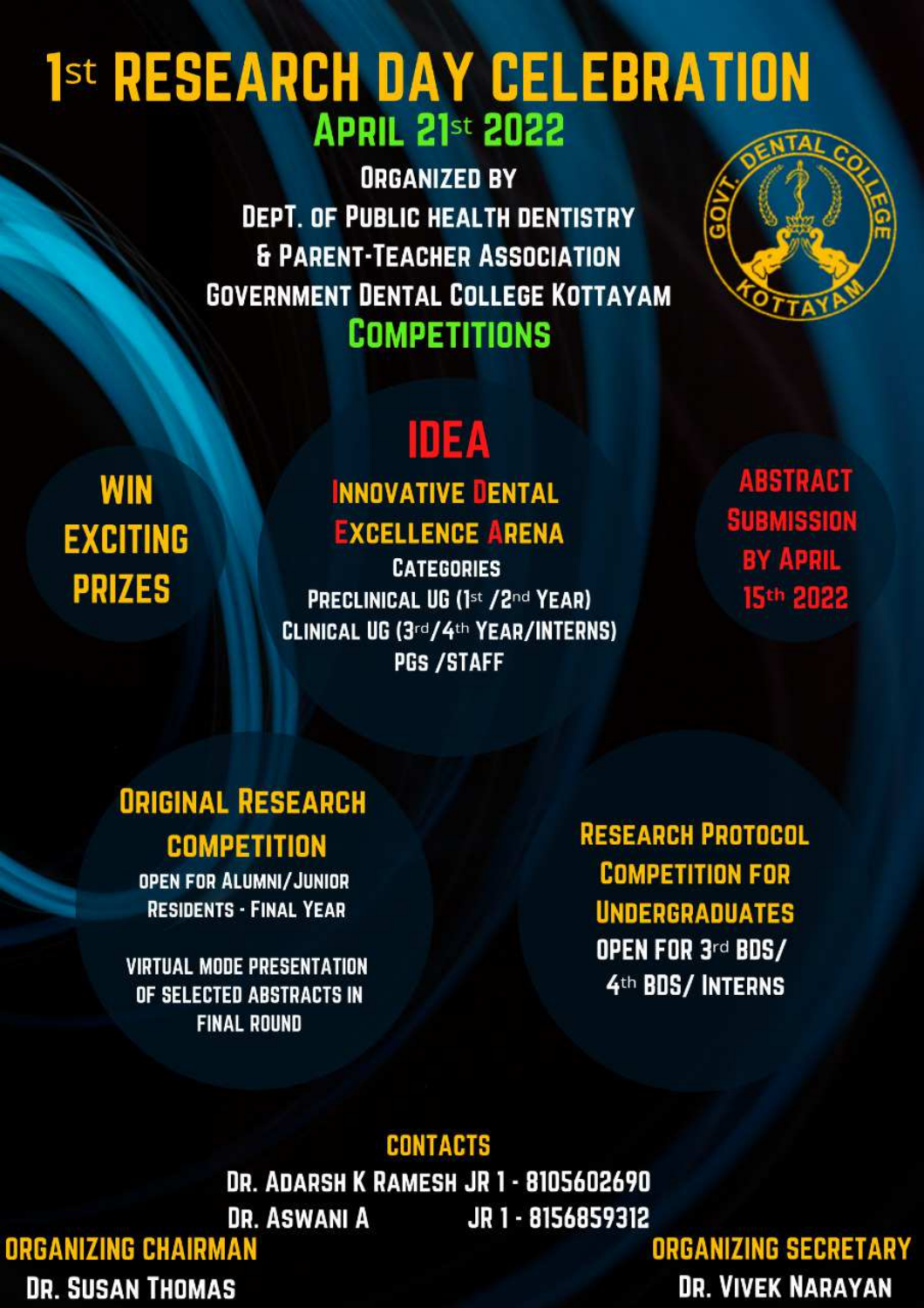# 1st RESEARCH DAY CELEBRATION

## APRIL 21st 2022

ORGANIZED BY
DEPT. OF PUBLIC HEALTH DENTISTRY
& PARENT-TEACHER ASSOCIATION
GOVERNMENT DENTAL COLLEGE KOTTAYAM

## COMPETITIONS

**WIN EXCITING PRIZES**

### IDEA

**INNOVATIVE DENTAL EXCELLENCE ARENA**

CATEGORIES
- PRECLINICAL UG (1st /2nd YEAR)
- CLINICAL UG (3rd/4th YEAR/INTERNS)
- PGs /STAFF

**ABSTRACT SUBMISSION BY APRIL 15th 2022**

### ORIGINAL RESEARCH COMPETITION

OPEN FOR ALUMNI/JUNIOR RESIDENTS - FINAL YEAR

VIRTUAL MODE PRESENTATION OF SELECTED ABSTRACTS IN FINAL ROUND

### RESEARCH PROTOCOL COMPETITION FOR UNDERGRADUATES

OPEN FOR 3rd BDS/ 4th BDS/ INTERNS

### CONTACTS

DR. ADARSH K RAMESH JR 1 - 8105602690
DR. ASWANI A JR 1 - 8156859312

**ORGANIZING CHAIRMAN**
DR. SUSAN THOMAS

**ORGANIZING SECRETARY**
DR. VIVEK NARAYAN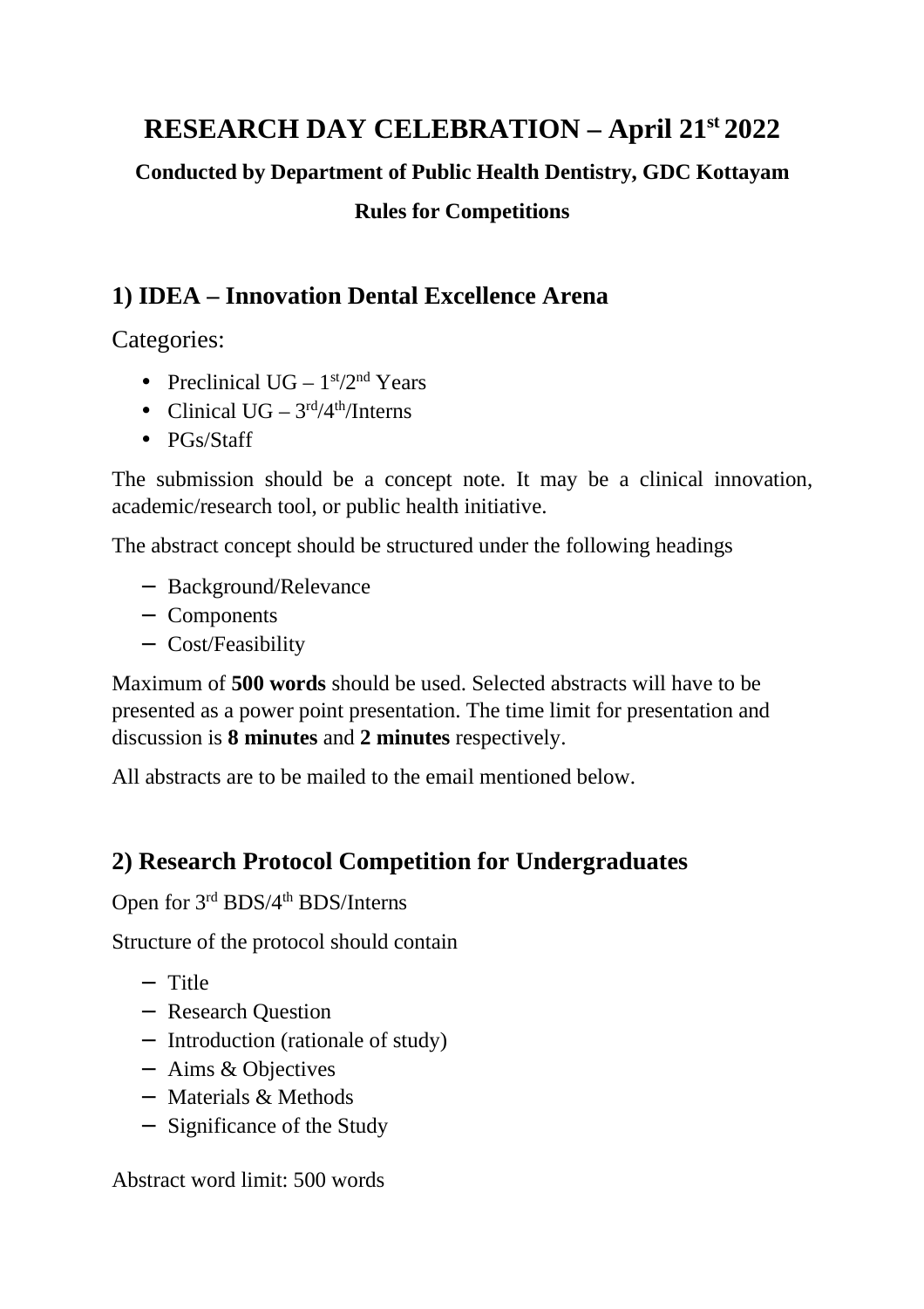# RESEARCH DAY CELEBRATION – April 21st 2022

**Conducted by Department of Public Health Dentistry, GDC Kottayam**

**Rules for Competitions**

## 1) IDEA – Innovation Dental Excellence Arena

Categories:

- Preclinical UG – 1st/2nd Years
- Clinical UG – 3rd/4th/Interns
- PGs/Staff

The submission should be a concept note. It may be a clinical innovation, academic/research tool, or public health initiative.

The abstract concept should be structured under the following headings

- Background/Relevance
- Components
- Cost/Feasibility

Maximum of **500 words** should be used. Selected abstracts will have to be presented as a power point presentation. The time limit for presentation and discussion is **8 minutes** and **2 minutes** respectively.

All abstracts are to be mailed to the email mentioned below.

## 2) Research Protocol Competition for Undergraduates

Open for 3rd BDS/4th BDS/Interns

Structure of the protocol should contain

- Title
- Research Question
- Introduction (rationale of study)
- Aims & Objectives
- Materials & Methods
- Significance of the Study

Abstract word limit: 500 words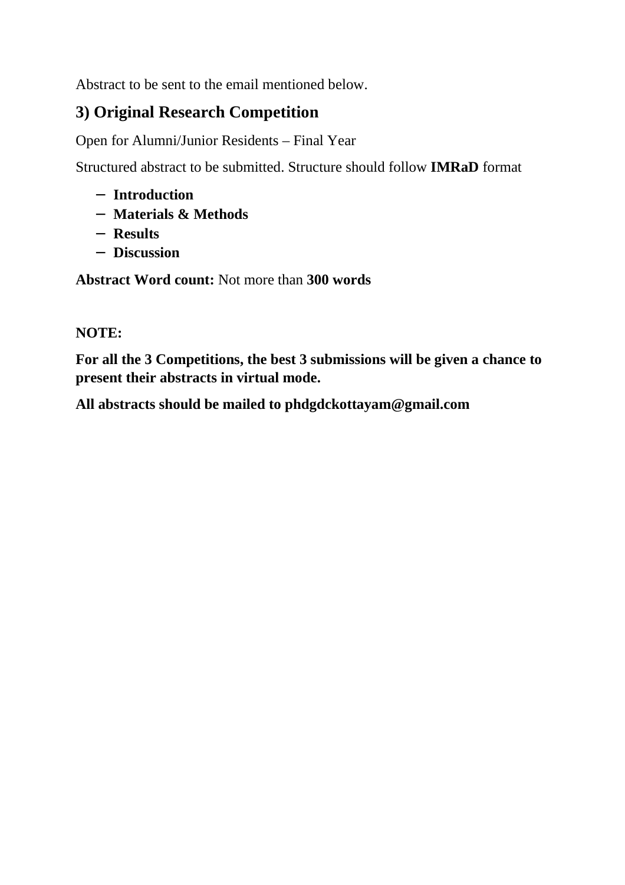Abstract to be sent to the email mentioned below.

## 3) Original Research Competition

Open for Alumni/Junior Residents – Final Year

Structured abstract to be submitted. Structure should follow **IMRaD** format

- **Introduction**
- **Materials & Methods**
- **Results**
- **Discussion**

**Abstract Word count:** Not more than **300 words**

**NOTE:**

**For all the 3 Competitions, the best 3 submissions will be given a chance to present their abstracts in virtual mode.**

**All abstracts should be mailed to phdgdckottayam@gmail.com**